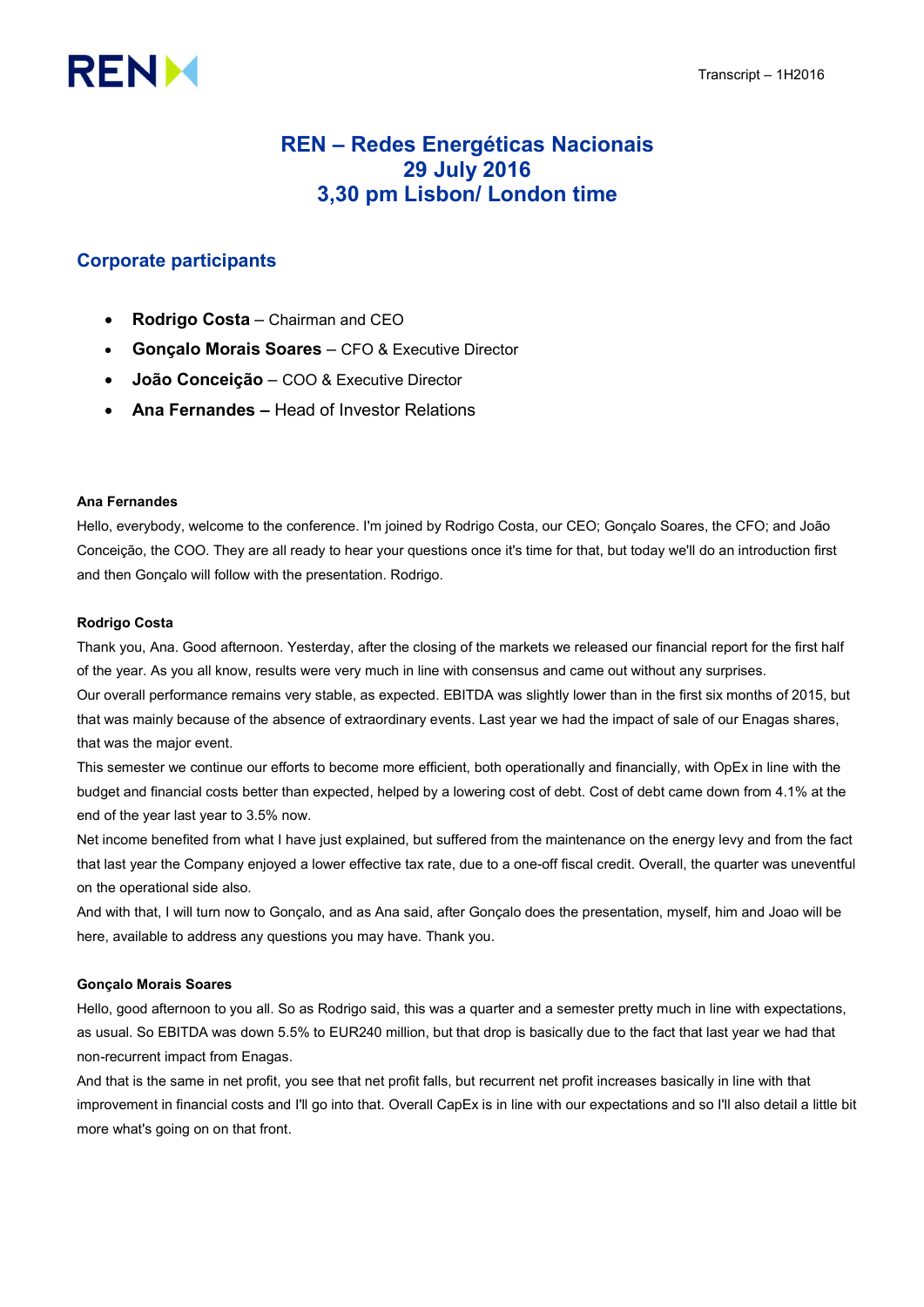# REN – Redes Energéticas Nacionais
# 29 July 2016
# 3,30 pm Lisbon/ London time

## Corporate participants

- **Rodrigo Costa** – Chairman and CEO
- **Gonçalo Morais Soares** – CFO & Executive Director
- **João Conceição** – COO & Executive Director
- **Ana Fernandes –** Head of Investor Relations

**Ana Fernandes**

Hello, everybody, welcome to the conference. I'm joined by Rodrigo Costa, our CEO; Gonçalo Soares, the CFO; and João Conceição, the COO. They are all ready to hear your questions once it's time for that, but today we'll do an introduction first and then Gonçalo will follow with the presentation. Rodrigo.

**Rodrigo Costa**

Thank you, Ana. Good afternoon. Yesterday, after the closing of the markets we released our financial report for the first half of the year. As you all know, results were very much in line with consensus and came out without any surprises.

Our overall performance remains very stable, as expected. EBITDA was slightly lower than in the first six months of 2015, but that was mainly because of the absence of extraordinary events. Last year we had the impact of sale of our Enagas shares, that was the major event.

This semester we continue our efforts to become more efficient, both operationally and financially, with OpEx in line with the budget and financial costs better than expected, helped by a lowering cost of debt. Cost of debt came down from 4.1% at the end of the year last year to 3.5% now.

Net income benefited from what I have just explained, but suffered from the maintenance on the energy levy and from the fact that last year the Company enjoyed a lower effective tax rate, due to a one-off fiscal credit. Overall, the quarter was uneventful on the operational side also.

And with that, I will turn now to Gonçalo, and as Ana said, after Gonçalo does the presentation, myself, him and Joao will be here, available to address any questions you may have. Thank you.

**Gonçalo Morais Soares**

Hello, good afternoon to you all. So as Rodrigo said, this was a quarter and a semester pretty much in line with expectations, as usual. So EBITDA was down 5.5% to EUR240 million, but that drop is basically due to the fact that last year we had that non-recurrent impact from Enagas.

And that is the same in net profit, you see that net profit falls, but recurrent net profit increases basically in line with that improvement in financial costs and I'll go into that. Overall CapEx is in line with our expectations and so I'll also detail a little bit more what's going on on that front.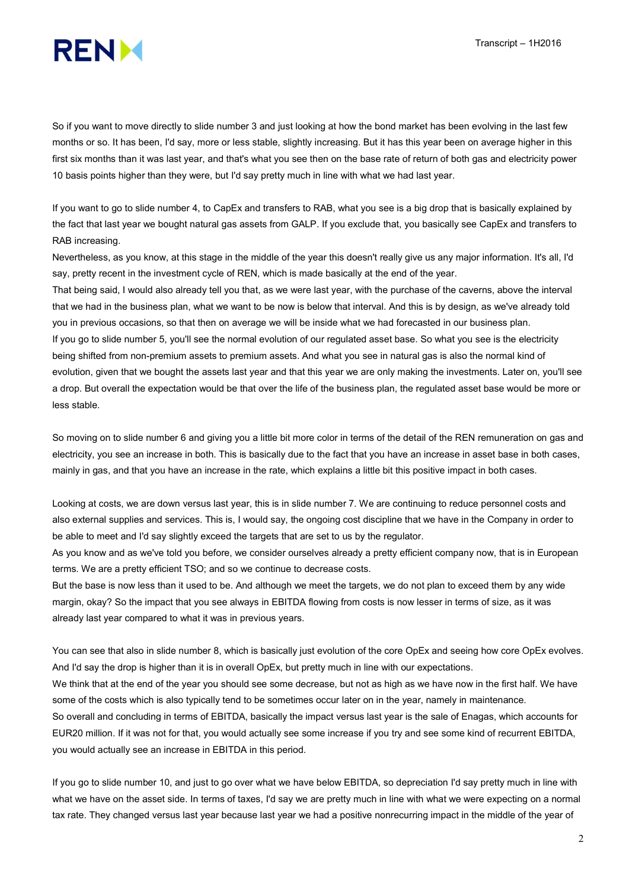So if you want to move directly to slide number 3 and just looking at how the bond market has been evolving in the last few months or so. It has been, I'd say, more or less stable, slightly increasing. But it has this year been on average higher in this first six months than it was last year, and that's what you see then on the base rate of return of both gas and electricity power 10 basis points higher than they were, but I'd say pretty much in line with what we had last year.

If you want to go to slide number 4, to CapEx and transfers to RAB, what you see is a big drop that is basically explained by the fact that last year we bought natural gas assets from GALP. If you exclude that, you basically see CapEx and transfers to RAB increasing.

Nevertheless, as you know, at this stage in the middle of the year this doesn't really give us any major information. It's all, I'd say, pretty recent in the investment cycle of REN, which is made basically at the end of the year.

That being said, I would also already tell you that, as we were last year, with the purchase of the caverns, above the interval that we had in the business plan, what we want to be now is below that interval. And this is by design, as we've already told you in previous occasions, so that then on average we will be inside what we had forecasted in our business plan.

If you go to slide number 5, you'll see the normal evolution of our regulated asset base. So what you see is the electricity being shifted from non-premium assets to premium assets. And what you see in natural gas is also the normal kind of evolution, given that we bought the assets last year and that this year we are only making the investments. Later on, you'll see a drop. But overall the expectation would be that over the life of the business plan, the regulated asset base would be more or less stable.

So moving on to slide number 6 and giving you a little bit more color in terms of the detail of the REN remuneration on gas and electricity, you see an increase in both. This is basically due to the fact that you have an increase in asset base in both cases, mainly in gas, and that you have an increase in the rate, which explains a little bit this positive impact in both cases.

Looking at costs, we are down versus last year, this is in slide number 7. We are continuing to reduce personnel costs and also external supplies and services. This is, I would say, the ongoing cost discipline that we have in the Company in order to be able to meet and I'd say slightly exceed the targets that are set to us by the regulator.

As you know and as we've told you before, we consider ourselves already a pretty efficient company now, that is in European terms. We are a pretty efficient TSO; and so we continue to decrease costs.

But the base is now less than it used to be. And although we meet the targets, we do not plan to exceed them by any wide margin, okay? So the impact that you see always in EBITDA flowing from costs is now lesser in terms of size, as it was already last year compared to what it was in previous years.

You can see that also in slide number 8, which is basically just evolution of the core OpEx and seeing how core OpEx evolves. And I'd say the drop is higher than it is in overall OpEx, but pretty much in line with our expectations.

We think that at the end of the year you should see some decrease, but not as high as we have now in the first half. We have some of the costs which is also typically tend to be sometimes occur later on in the year, namely in maintenance.

So overall and concluding in terms of EBITDA, basically the impact versus last year is the sale of Enagas, which accounts for EUR20 million. If it was not for that, you would actually see some increase if you try and see some kind of recurrent EBITDA, you would actually see an increase in EBITDA in this period.

If you go to slide number 10, and just to go over what we have below EBITDA, so depreciation I'd say pretty much in line with what we have on the asset side. In terms of taxes, I'd say we are pretty much in line with what we were expecting on a normal tax rate. They changed versus last year because last year we had a positive nonrecurring impact in the middle of the year of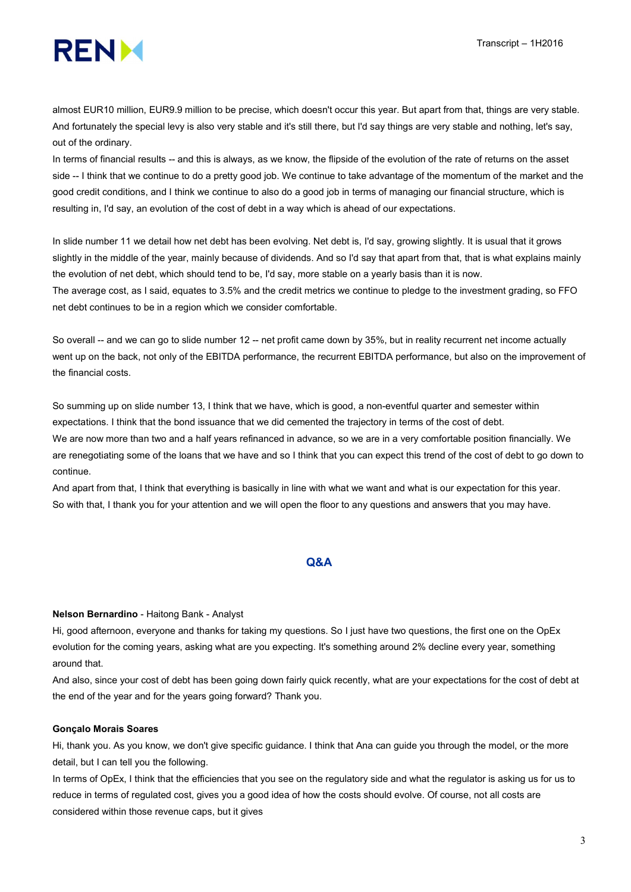almost EUR10 million, EUR9.9 million to be precise, which doesn't occur this year. But apart from that, things are very stable. And fortunately the special levy is also very stable and it's still there, but I'd say things are very stable and nothing, let's say, out of the ordinary.

In terms of financial results -- and this is always, as we know, the flipside of the evolution of the rate of returns on the asset side -- I think that we continue to do a pretty good job. We continue to take advantage of the momentum of the market and the good credit conditions, and I think we continue to also do a good job in terms of managing our financial structure, which is resulting in, I'd say, an evolution of the cost of debt in a way which is ahead of our expectations.

In slide number 11 we detail how net debt has been evolving. Net debt is, I'd say, growing slightly. It is usual that it grows slightly in the middle of the year, mainly because of dividends. And so I'd say that apart from that, that is what explains mainly the evolution of net debt, which should tend to be, I'd say, more stable on a yearly basis than it is now.

The average cost, as I said, equates to 3.5% and the credit metrics we continue to pledge to the investment grading, so FFO net debt continues to be in a region which we consider comfortable.

So overall -- and we can go to slide number 12 -- net profit came down by 35%, but in reality recurrent net income actually went up on the back, not only of the EBITDA performance, the recurrent EBITDA performance, but also on the improvement of the financial costs.

So summing up on slide number 13, I think that we have, which is good, a non-eventful quarter and semester within expectations. I think that the bond issuance that we did cemented the trajectory in terms of the cost of debt.

We are now more than two and a half years refinanced in advance, so we are in a very comfortable position financially. We are renegotiating some of the loans that we have and so I think that you can expect this trend of the cost of debt to go down to continue.

And apart from that, I think that everything is basically in line with what we want and what is our expectation for this year.

So with that, I thank you for your attention and we will open the floor to any questions and answers that you may have.

## Q&A

**Nelson Bernardino** - Haitong Bank - Analyst

Hi, good afternoon, everyone and thanks for taking my questions. So I just have two questions, the first one on the OpEx evolution for the coming years, asking what are you expecting. It's something around 2% decline every year, something around that.

And also, since your cost of debt has been going down fairly quick recently, what are your expectations for the cost of debt at the end of the year and for the years going forward? Thank you.

**Gonçalo Morais Soares**

Hi, thank you. As you know, we don't give specific guidance. I think that Ana can guide you through the model, or the more detail, but I can tell you the following.

In terms of OpEx, I think that the efficiencies that you see on the regulatory side and what the regulator is asking us for us to reduce in terms of regulated cost, gives you a good idea of how the costs should evolve. Of course, not all costs are considered within those revenue caps, but it gives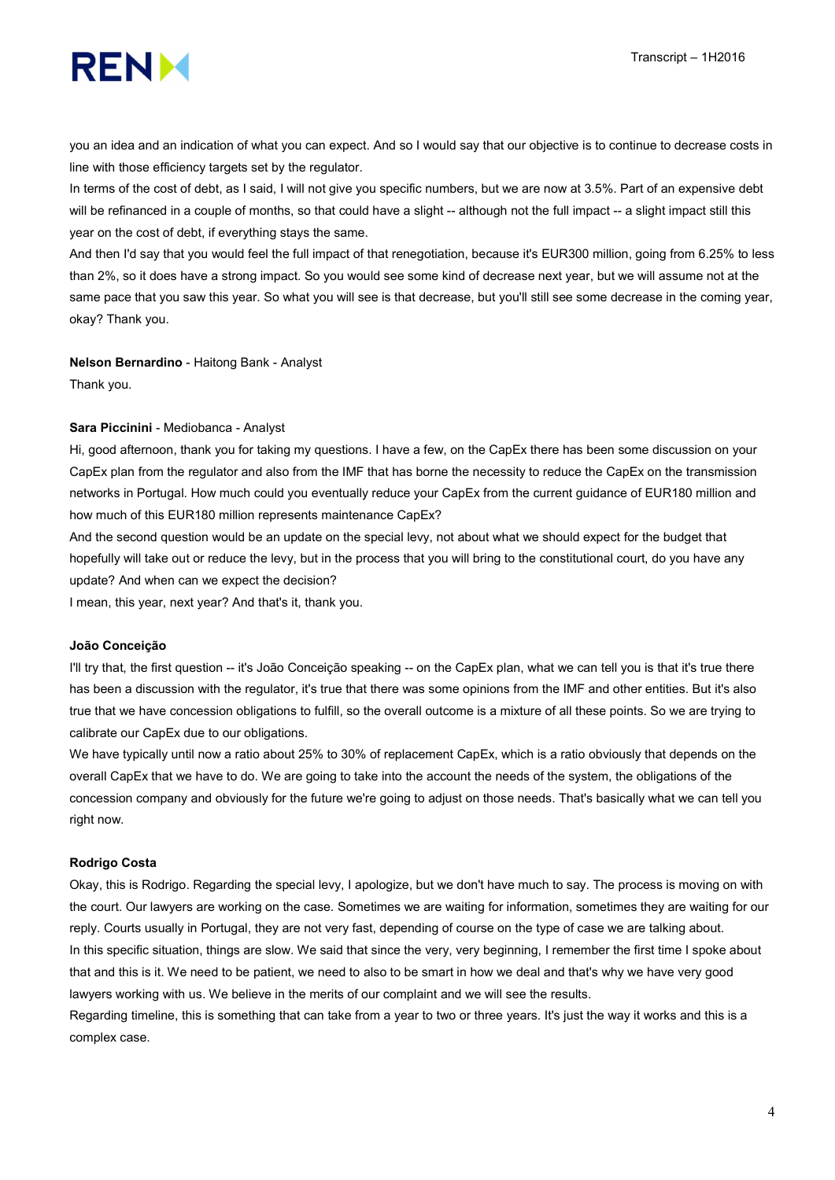you an idea and an indication of what you can expect. And so I would say that our objective is to continue to decrease costs in line with those efficiency targets set by the regulator.

In terms of the cost of debt, as I said, I will not give you specific numbers, but we are now at 3.5%. Part of an expensive debt will be refinanced in a couple of months, so that could have a slight -- although not the full impact -- a slight impact still this year on the cost of debt, if everything stays the same.

And then I'd say that you would feel the full impact of that renegotiation, because it's EUR300 million, going from 6.25% to less than 2%, so it does have a strong impact. So you would see some kind of decrease next year, but we will assume not at the same pace that you saw this year. So what you will see is that decrease, but you'll still see some decrease in the coming year, okay? Thank you.

**Nelson Bernardino** - Haitong Bank - Analyst

Thank you.

**Sara Piccinini** - Mediobanca - Analyst

Hi, good afternoon, thank you for taking my questions. I have a few, on the CapEx there has been some discussion on your CapEx plan from the regulator and also from the IMF that has borne the necessity to reduce the CapEx on the transmission networks in Portugal. How much could you eventually reduce your CapEx from the current guidance of EUR180 million and how much of this EUR180 million represents maintenance CapEx?

And the second question would be an update on the special levy, not about what we should expect for the budget that hopefully will take out or reduce the levy, but in the process that you will bring to the constitutional court, do you have any update? And when can we expect the decision?

I mean, this year, next year? And that's it, thank you.

**João Conceição**

I'll try that, the first question -- it's João Conceição speaking -- on the CapEx plan, what we can tell you is that it's true there has been a discussion with the regulator, it's true that there was some opinions from the IMF and other entities. But it's also true that we have concession obligations to fulfill, so the overall outcome is a mixture of all these points. So we are trying to calibrate our CapEx due to our obligations.

We have typically until now a ratio about 25% to 30% of replacement CapEx, which is a ratio obviously that depends on the overall CapEx that we have to do. We are going to take into the account the needs of the system, the obligations of the concession company and obviously for the future we're going to adjust on those needs. That's basically what we can tell you right now.

**Rodrigo Costa**

Okay, this is Rodrigo. Regarding the special levy, I apologize, but we don't have much to say. The process is moving on with the court. Our lawyers are working on the case. Sometimes we are waiting for information, sometimes they are waiting for our reply. Courts usually in Portugal, they are not very fast, depending of course on the type of case we are talking about.

In this specific situation, things are slow. We said that since the very, very beginning, I remember the first time I spoke about that and this is it. We need to be patient, we need to also to be smart in how we deal and that's why we have very good lawyers working with us. We believe in the merits of our complaint and we will see the results.

Regarding timeline, this is something that can take from a year to two or three years. It's just the way it works and this is a complex case.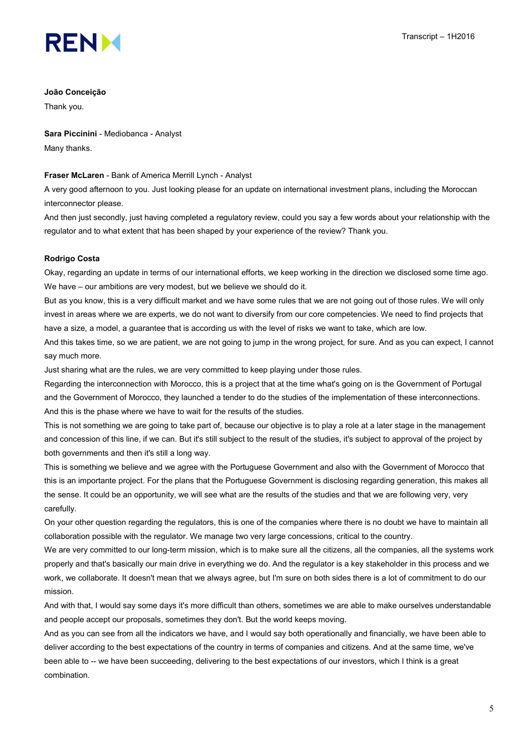**João Conceição**

Thank you.

**Sara Piccinini** - Mediobanca - Analyst

Many thanks.

**Fraser McLaren** - Bank of America Merrill Lynch - Analyst

A very good afternoon to you. Just looking please for an update on international investment plans, including the Moroccan interconnector please.

And then just secondly, just having completed a regulatory review, could you say a few words about your relationship with the regulator and to what extent that has been shaped by your experience of the review? Thank you.

**Rodrigo Costa**

Okay, regarding an update in terms of our international efforts, we keep working in the direction we disclosed some time ago. We have – our ambitions are very modest, but we believe we should do it.

But as you know, this is a very difficult market and we have some rules that we are not going out of those rules. We will only invest in areas where we are experts, we do not want to diversify from our core competencies. We need to find projects that have a size, a model, a guarantee that is according us with the level of risks we want to take, which are low.

And this takes time, so we are patient, we are not going to jump in the wrong project, for sure. And as you can expect, I cannot say much more.

Just sharing what are the rules, we are very committed to keep playing under those rules.

Regarding the interconnection with Morocco, this is a project that at the time what's going on is the Government of Portugal and the Government of Morocco, they launched a tender to do the studies of the implementation of these interconnections. And this is the phase where we have to wait for the results of the studies.

This is not something we are going to take part of, because our objective is to play a role at a later stage in the management and concession of this line, if we can. But it's still subject to the result of the studies, it's subject to approval of the project by both governments and then it's still a long way.

This is something we believe and we agree with the Portuguese Government and also with the Government of Morocco that this is an importante project. For the plans that the Portuguese Government is disclosing regarding generation, this makes all the sense. It could be an opportunity, we will see what are the results of the studies and that we are following very, very carefully.

On your other question regarding the regulators, this is one of the companies where there is no doubt we have to maintain all collaboration possible with the regulator. We manage two very large concessions, critical to the country.

We are very committed to our long-term mission, which is to make sure all the citizens, all the companies, all the systems work properly and that's basically our main drive in everything we do. And the regulator is a key stakeholder in this process and we work, we collaborate. It doesn't mean that we always agree, but I'm sure on both sides there is a lot of commitment to do our mission.

And with that, I would say some days it's more difficult than others, sometimes we are able to make ourselves understandable and people accept our proposals, sometimes they don't. But the world keeps moving.

And as you can see from all the indicators we have, and I would say both operationally and financially, we have been able to deliver according to the best expectations of the country in terms of companies and citizens. And at the same time, we've been able to -- we have been succeeding, delivering to the best expectations of our investors, which I think is a great combination.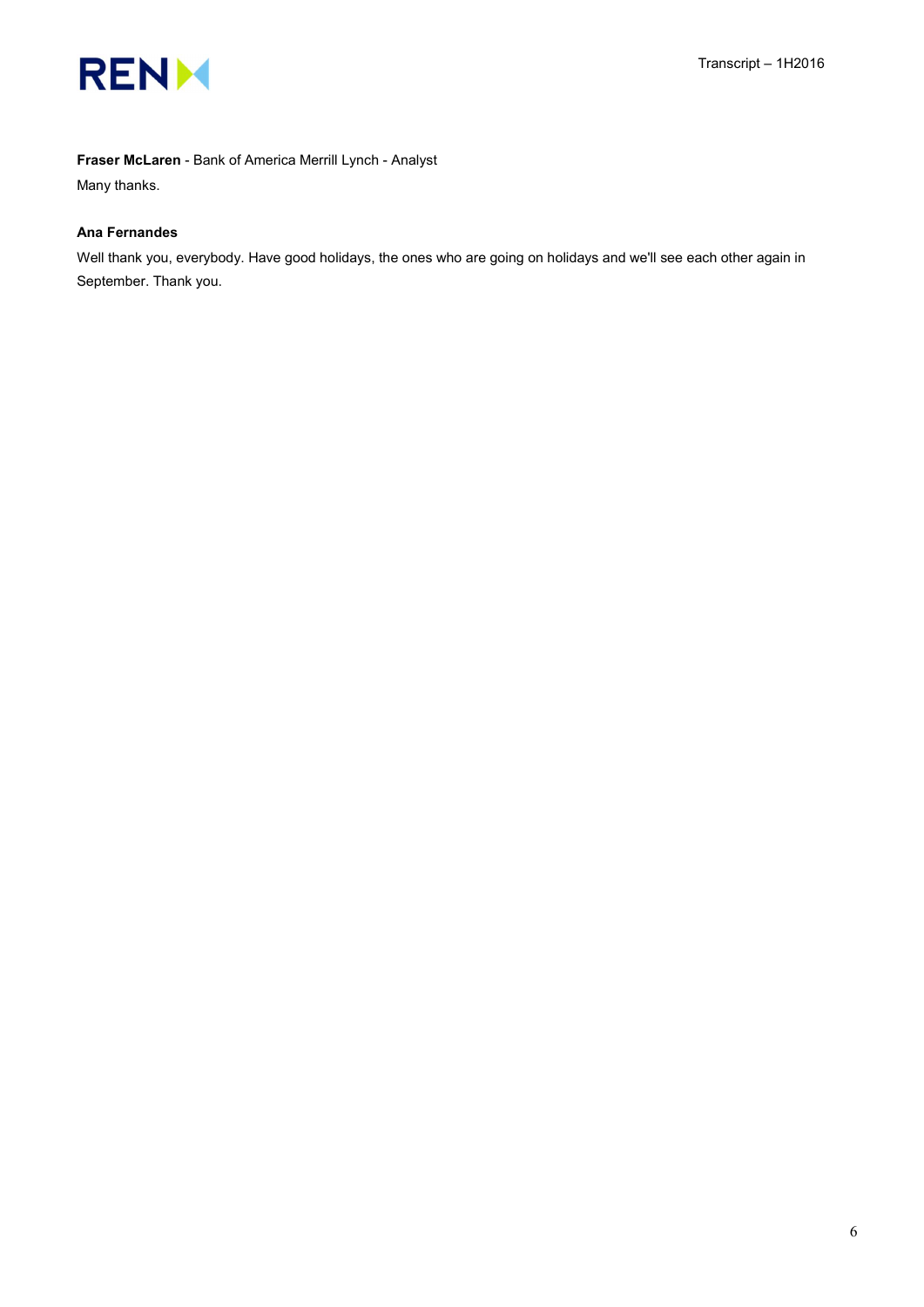**Fraser McLaren** - Bank of America Merrill Lynch - Analyst

Many thanks.

**Ana Fernandes**

Well thank you, everybody. Have good holidays, the ones who are going on holidays and we'll see each other again in September. Thank you.